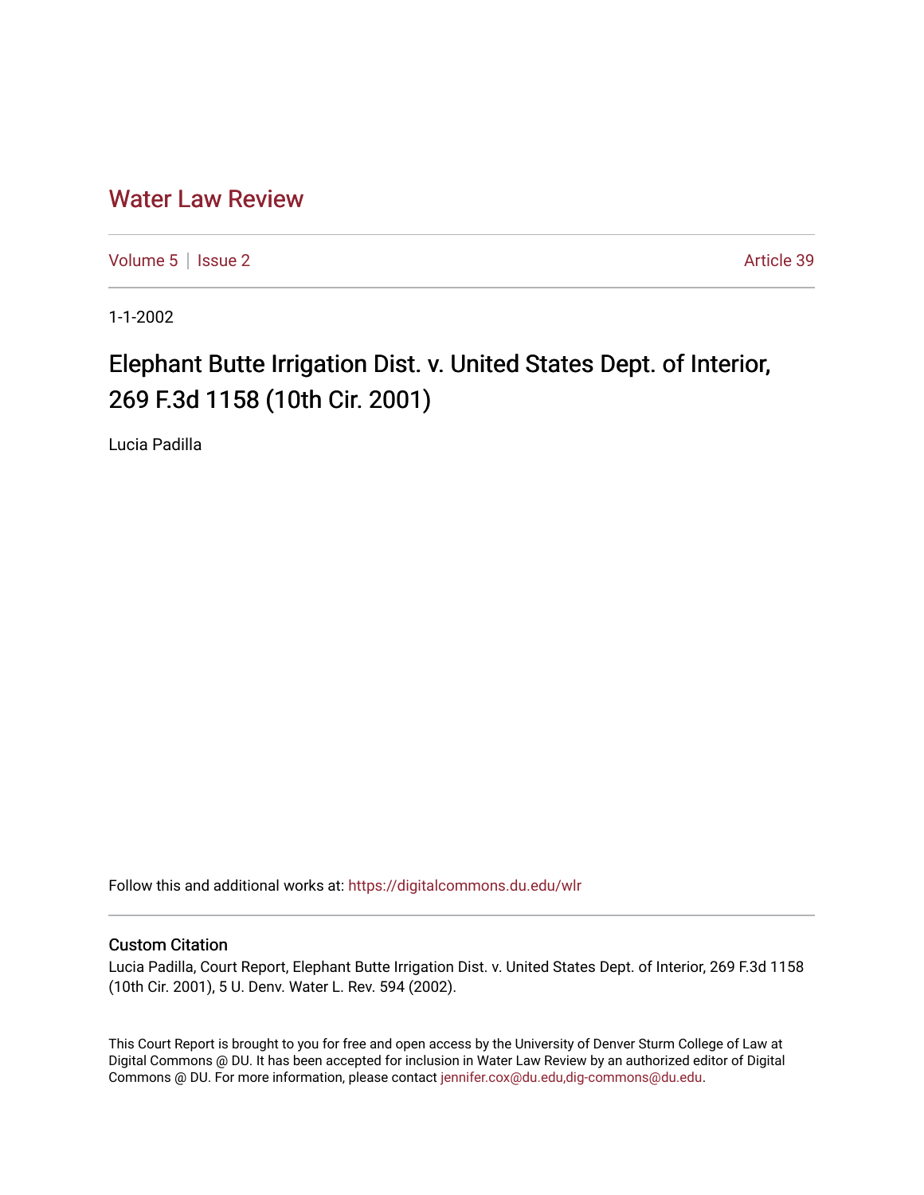# Water Law Review

Volume 5 | Issue 2 Article 39

1-1-2002

## Elephant Butte Irrigation Dist. v. United States Dept. of Interior, 269 F.3d 1158 (10th Cir. 2001)

Lucia Padilla

Follow this and additional works at: https://digitalcommons.du.edu/wlr

### Custom Citation

Lucia Padilla, Court Report, Elephant Butte Irrigation Dist. v. United States Dept. of Interior, 269 F.3d 1158 (10th Cir. 2001), 5 U. Denv. Water L. Rev. 594 (2002).

This Court Report is brought to you for free and open access by the University of Denver Sturm College of Law at Digital Commons @ DU. It has been accepted for inclusion in Water Law Review by an authorized editor of Digital Commons @ DU. For more information, please contact jennifer.cox@du.edu,dig-commons@du.edu.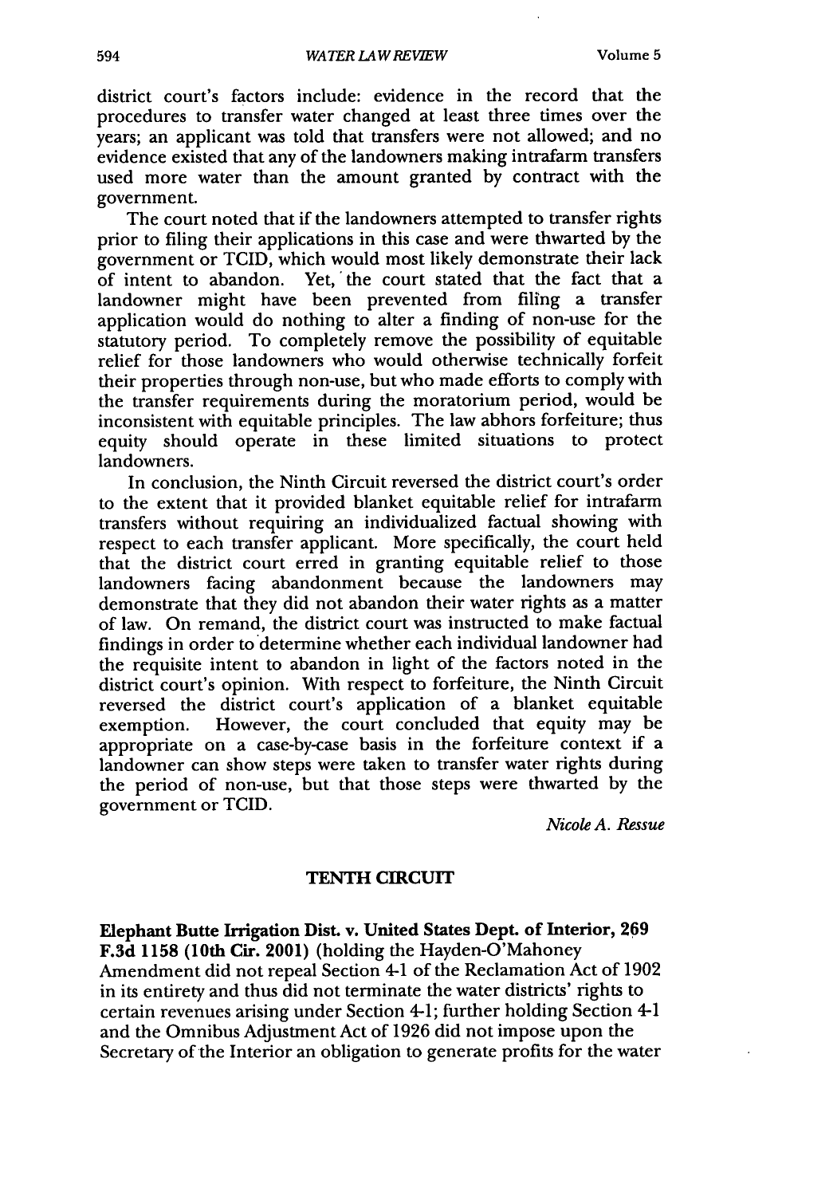district court's factors include: evidence in the record that the procedures to transfer water changed at least three times over the years; an applicant was told that transfers were not allowed; and no evidence existed that any of the landowners making intrafarm transfers used more water than the amount granted by contract with the government.

The court noted that if the landowners attempted to transfer rights prior to filing their applications in this case and were thwarted by the government or TCID, which would most likely demonstrate their lack of intent to abandon. Yet, the court stated that the fact that a landowner might have been prevented from filing a transfer application would do nothing to alter a finding of non-use for the statutory period. To completely remove the possibility of equitable relief for those landowners who would otherwise technically forfeit their properties through non-use, but who made efforts to comply with the transfer requirements during the moratorium period, would be inconsistent with equitable principles. The law abhors forfeiture; thus equity should operate in these limited situations to protect landowners.

In conclusion, the Ninth Circuit reversed the district court's order to the extent that it provided blanket equitable relief for intrafarm transfers without requiring an individualized factual showing with respect to each transfer applicant. More specifically, the court held that the district court erred in granting equitable relief to those landowners facing abandonment because the landowners may demonstrate that they did not abandon their water rights as a matter of law. On remand, the district court was instructed to make factual findings in order to determine whether each individual landowner had the requisite intent to abandon in light of the factors noted in the district court's opinion. With respect to forfeiture, the Ninth Circuit reversed the district court's application of a blanket equitable exemption. However, the court concluded that equity may be appropriate on a case-by-case basis in the forfeiture context if a landowner can show steps were taken to transfer water rights during the period of non-use, but that those steps were thwarted by the government or TCID.

*Nicole A. Ressue*

## TENTH CIRCUIT

**Elephant Butte Irrigation Dist. v. United States Dept. of Interior, 269 F.3d 1158 (10th Cir. 2001)** (holding the Hayden-O'Mahoney Amendment did not repeal Section 4-1 of the Reclamation Act of 1902 in its entirety and thus did not terminate the water districts' rights to certain revenues arising under Section 4-1; further holding Section 4-1 and the Omnibus Adjustment Act of 1926 did not impose upon the Secretary of the Interior an obligation to generate profits for the water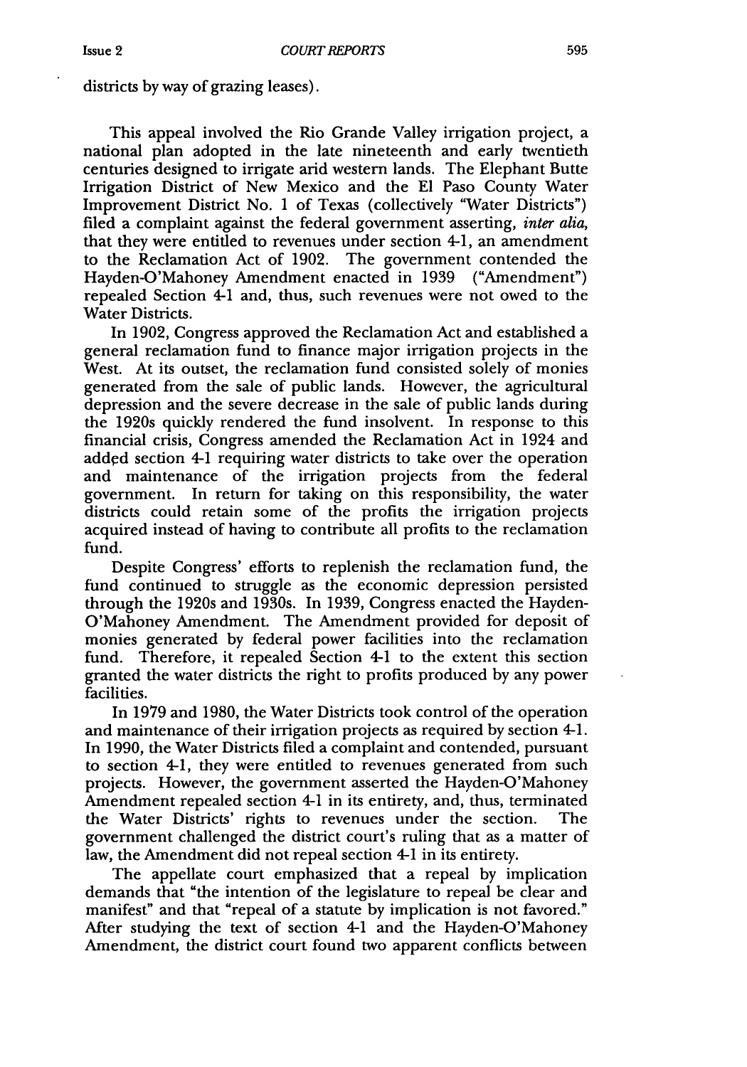districts by way of grazing leases).

This appeal involved the Rio Grande Valley irrigation project, a national plan adopted in the late nineteenth and early twentieth centuries designed to irrigate arid western lands. The Elephant Butte Irrigation District of New Mexico and the El Paso County Water Improvement District No. 1 of Texas (collectively "Water Districts") filed a complaint against the federal government asserting, *inter alia*, that they were entitled to revenues under section 4-1, an amendment to the Reclamation Act of 1902. The government contended the Hayden-O'Mahoney Amendment enacted in 1939 ("Amendment") repealed Section 4-1 and, thus, such revenues were not owed to the Water Districts.

In 1902, Congress approved the Reclamation Act and established a general reclamation fund to finance major irrigation projects in the West. At its outset, the reclamation fund consisted solely of monies generated from the sale of public lands. However, the agricultural depression and the severe decrease in the sale of public lands during the 1920s quickly rendered the fund insolvent. In response to this financial crisis, Congress amended the Reclamation Act in 1924 and added section 4-1 requiring water districts to take over the operation and maintenance of the irrigation projects from the federal government. In return for taking on this responsibility, the water districts could retain some of the profits the irrigation projects acquired instead of having to contribute all profits to the reclamation fund.

Despite Congress' efforts to replenish the reclamation fund, the fund continued to struggle as the economic depression persisted through the 1920s and 1930s. In 1939, Congress enacted the Hayden-O'Mahoney Amendment. The Amendment provided for deposit of monies generated by federal power facilities into the reclamation fund. Therefore, it repealed Section 4-1 to the extent this section granted the water districts the right to profits produced by any power facilities.

In 1979 and 1980, the Water Districts took control of the operation and maintenance of their irrigation projects as required by section 4-1. In 1990, the Water Districts filed a complaint and contended, pursuant to section 4-1, they were entitled to revenues generated from such projects. However, the government asserted the Hayden-O'Mahoney Amendment repealed section 4-1 in its entirety, and, thus, terminated the Water Districts' rights to revenues under the section. The government challenged the district court's ruling that as a matter of law, the Amendment did not repeal section 4-1 in its entirety.

The appellate court emphasized that a repeal by implication demands that "the intention of the legislature to repeal be clear and manifest" and that "repeal of a statute by implication is not favored." After studying the text of section 4-1 and the Hayden-O'Mahoney Amendment, the district court found two apparent conflicts between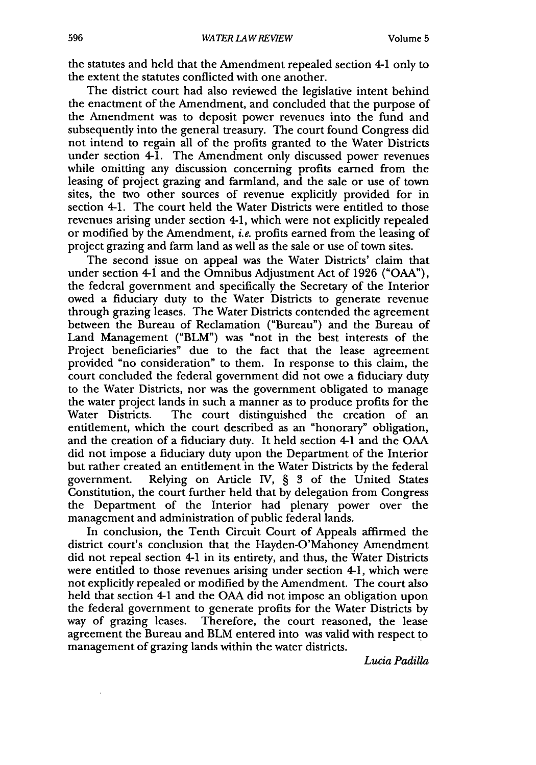the statutes and held that the Amendment repealed section 4-1 only to the extent the statutes conflicted with one another.

The district court had also reviewed the legislative intent behind the enactment of the Amendment, and concluded that the purpose of the Amendment was to deposit power revenues into the fund and subsequently into the general treasury. The court found Congress did not intend to regain all of the profits granted to the Water Districts under section 4-1. The Amendment only discussed power revenues while omitting any discussion concerning profits earned from the leasing of project grazing and farmland, and the sale or use of town sites, the two other sources of revenue explicitly provided for in section 4-1. The court held the Water Districts were entitled to those revenues arising under section 4-1, which were not explicitly repealed or modified by the Amendment, *i.e.* profits earned from the leasing of project grazing and farm land as well as the sale or use of town sites.

The second issue on appeal was the Water Districts' claim that under section 4-1 and the Omnibus Adjustment Act of 1926 ("OAA"), the federal government and specifically the Secretary of the Interior owed a fiduciary duty to the Water Districts to generate revenue through grazing leases. The Water Districts contended the agreement between the Bureau of Reclamation ("Bureau") and the Bureau of Land Management ("BLM") was "not in the best interests of the Project beneficiaries" due to the fact that the lease agreement provided "no consideration" to them. In response to this claim, the court concluded the federal government did not owe a fiduciary duty to the Water Districts, nor was the government obligated to manage the water project lands in such a manner as to produce profits for the Water Districts. The court distinguished the creation of an entitlement, which the court described as an "honorary" obligation, and the creation of a fiduciary duty. It held section 4-1 and the OAA did not impose a fiduciary duty upon the Department of the Interior but rather created an entitlement in the Water Districts by the federal government. Relying on Article IV, § 3 of the United States Constitution, the court further held that by delegation from Congress the Department of the Interior had plenary power over the management and administration of public federal lands.

In conclusion, the Tenth Circuit Court of Appeals affirmed the district court's conclusion that the Hayden-O'Mahoney Amendment did not repeal section 4-1 in its entirety, and thus, the Water Districts were entitled to those revenues arising under section 4-1, which were not explicitly repealed or modified by the Amendment. The court also held that section 4-1 and the OAA did not impose an obligation upon the federal government to generate profits for the Water Districts by way of grazing leases. Therefore, the court reasoned, the lease agreement the Bureau and BLM entered into was valid with respect to management of grazing lands within the water districts.

*Lucia Padilla*